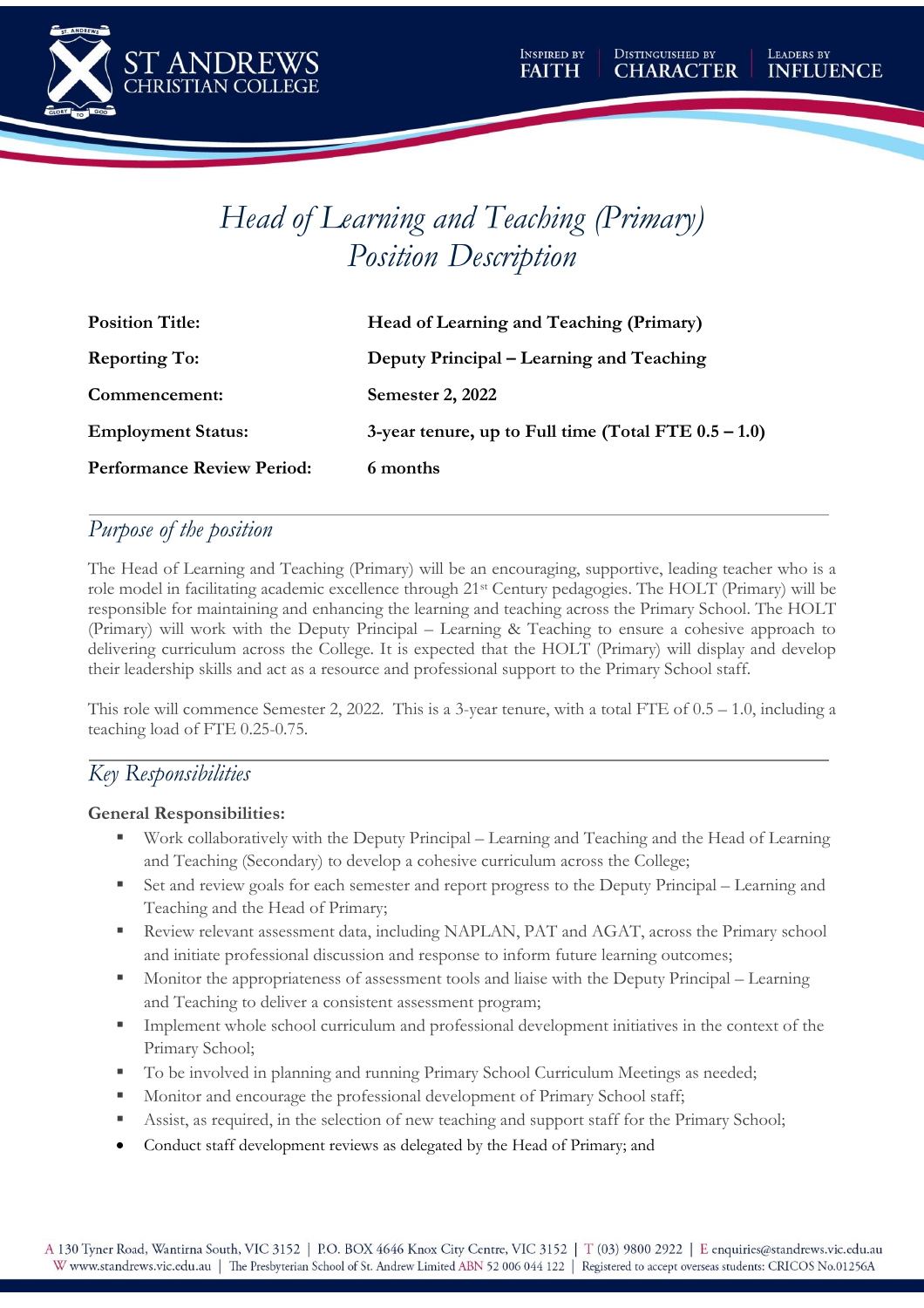# *Head of Learning and Teaching (Primary)*
# *Position Description*

| | |
|---|---|
| **Position Title:** | **Head of Learning and Teaching (Primary)** |
| **Reporting To:** | **Deputy Principal – Learning and Teaching** |
| **Commencement:** | **Semester 2, 2022** |
| **Employment Status:** | **3-year tenure, up to Full time (Total FTE 0.5 – 1.0)** |
| **Performance Review Period:** | **6 months** |

## *Purpose of the position*

The Head of Learning and Teaching (Primary) will be an encouraging, supportive, leading teacher who is a role model in facilitating academic excellence through 21st Century pedagogies. The HOLT (Primary) will be responsible for maintaining and enhancing the learning and teaching across the Primary School. The HOLT (Primary) will work with the Deputy Principal – Learning & Teaching to ensure a cohesive approach to delivering curriculum across the College. It is expected that the HOLT (Primary) will display and develop their leadership skills and act as a resource and professional support to the Primary School staff.

This role will commence Semester 2, 2022. This is a 3-year tenure, with a total FTE of 0.5 – 1.0, including a teaching load of FTE 0.25-0.75.

## *Key Responsibilities*

**General Responsibilities:**

- Work collaboratively with the Deputy Principal – Learning and Teaching and the Head of Learning and Teaching (Secondary) to develop a cohesive curriculum across the College;
- Set and review goals for each semester and report progress to the Deputy Principal – Learning and Teaching and the Head of Primary;
- Review relevant assessment data, including NAPLAN, PAT and AGAT, across the Primary school and initiate professional discussion and response to inform future learning outcomes;
- Monitor the appropriateness of assessment tools and liaise with the Deputy Principal – Learning and Teaching to deliver a consistent assessment program;
- Implement whole school curriculum and professional development initiatives in the context of the Primary School;
- To be involved in planning and running Primary School Curriculum Meetings as needed;
- Monitor and encourage the professional development of Primary School staff;
- Assist, as required, in the selection of new teaching and support staff for the Primary School;
- Conduct staff development reviews as delegated by the Head of Primary; and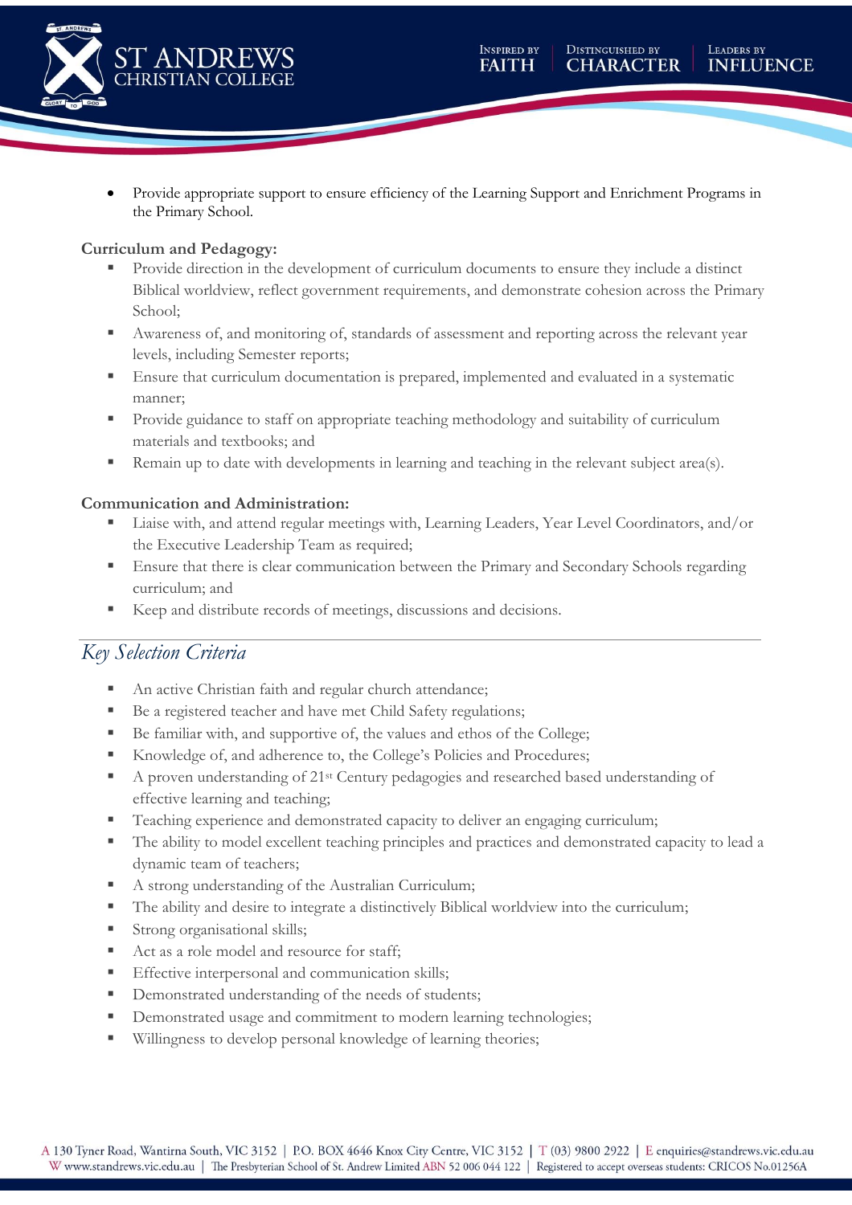- Provide appropriate support to ensure efficiency of the Learning Support and Enrichment Programs in the Primary School.

**Curriculum and Pedagogy:**

- Provide direction in the development of curriculum documents to ensure they include a distinct Biblical worldview, reflect government requirements, and demonstrate cohesion across the Primary School;
- Awareness of, and monitoring of, standards of assessment and reporting across the relevant year levels, including Semester reports;
- Ensure that curriculum documentation is prepared, implemented and evaluated in a systematic manner;
- Provide guidance to staff on appropriate teaching methodology and suitability of curriculum materials and textbooks; and
- Remain up to date with developments in learning and teaching in the relevant subject area(s).

**Communication and Administration:**

- Liaise with, and attend regular meetings with, Learning Leaders, Year Level Coordinators, and/or the Executive Leadership Team as required;
- Ensure that there is clear communication between the Primary and Secondary Schools regarding curriculum; and
- Keep and distribute records of meetings, discussions and decisions.

## *Key Selection Criteria*

- An active Christian faith and regular church attendance;
- Be a registered teacher and have met Child Safety regulations;
- Be familiar with, and supportive of, the values and ethos of the College;
- Knowledge of, and adherence to, the College's Policies and Procedures;
- A proven understanding of 21st Century pedagogies and researched based understanding of effective learning and teaching;
- Teaching experience and demonstrated capacity to deliver an engaging curriculum;
- The ability to model excellent teaching principles and practices and demonstrated capacity to lead a dynamic team of teachers;
- A strong understanding of the Australian Curriculum;
- The ability and desire to integrate a distinctively Biblical worldview into the curriculum;
- Strong organisational skills;
- Act as a role model and resource for staff;
- Effective interpersonal and communication skills;
- Demonstrated understanding of the needs of students;
- Demonstrated usage and commitment to modern learning technologies;
- Willingness to develop personal knowledge of learning theories;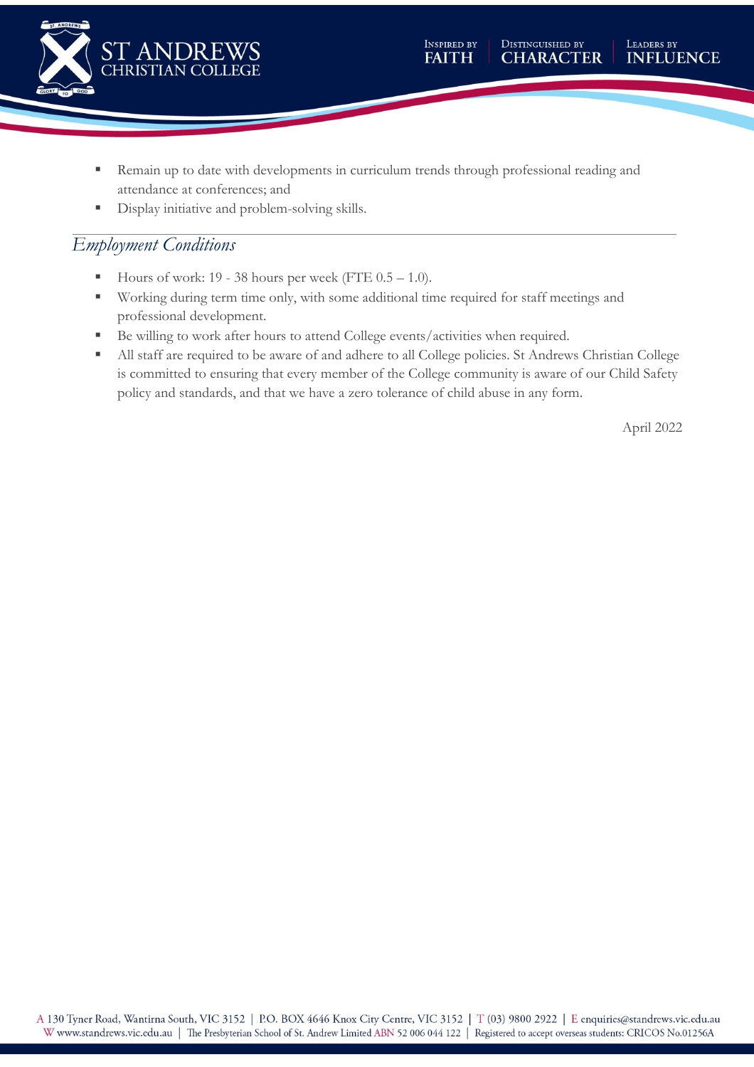- Remain up to date with developments in curriculum trends through professional reading and attendance at conferences; and
- Display initiative and problem-solving skills.

## *Employment Conditions*

- Hours of work: 19 - 38 hours per week (FTE 0.5 – 1.0).
- Working during term time only, with some additional time required for staff meetings and professional development.
- Be willing to work after hours to attend College events/activities when required.
- All staff are required to be aware of and adhere to all College policies. St Andrews Christian College is committed to ensuring that every member of the College community is aware of our Child Safety policy and standards, and that we have a zero tolerance of child abuse in any form.

April 2022